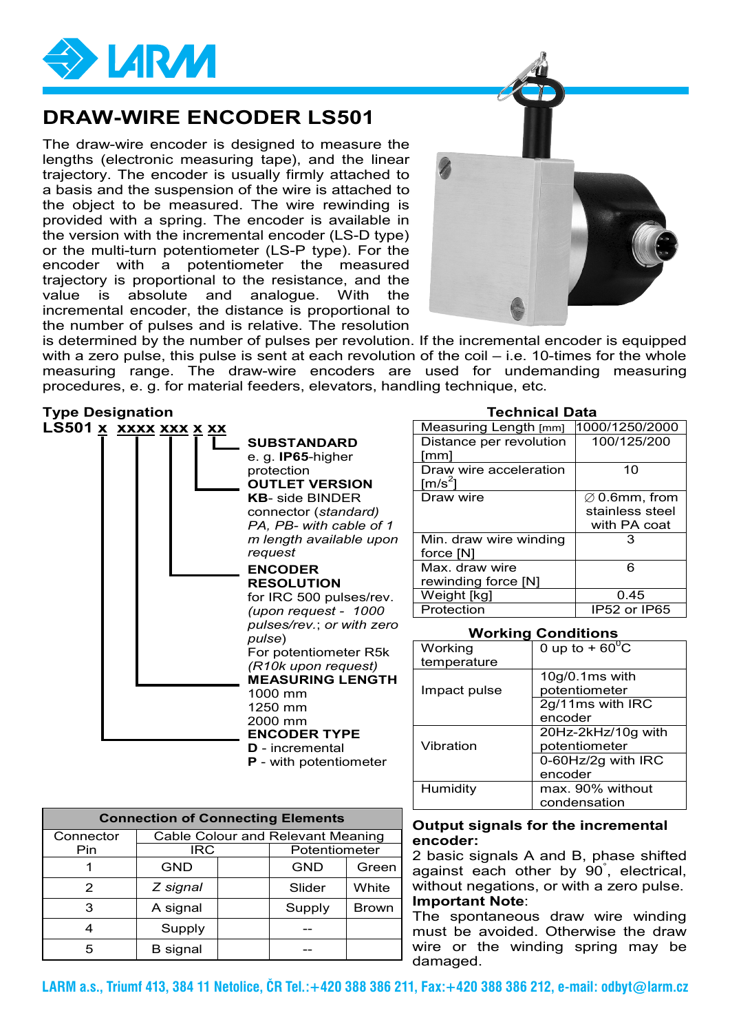# DRAW-WIRE ENCODER LS501

The draw-wire encoder is designed to measure the lengths (electronic measuring tape), and the linear trajectory. The encoder is usually firmly attached to a basis and the suspension of the wire is attached to the object to be measured. The wire rewinding is provided with a spring. The encoder is available in the version with the incremental encoder (LS-D type) or the multi-turn potentiometer (LS-P type). For the encoder with a potentiometer the measured trajectory is proportional to the resistance, and the value is absolute and analogue. With the incremental encoder, the distance is proportional to the number of pulses and is relative. The resolution is determined by the number of pulses per revolution. If the incremental encoder is equipped with a zero pulse, this pulse is sent at each revolution of the coil – i.e. 10-times for the whole measuring range. The draw-wire encoders are used for undemanding measuring procedures, e. g. for material feeders, elevators, handling technique, etc.

## Type Designation

**LS501 x xxxx xxx x xx**

**SUBSTANDARD**
e. g. **IP65**-higher protection

**OUTLET VERSION**
**KB**- side BINDER connector *(standard)*
*PA, PB- with cable of 1 m length available upon request*

**ENCODER RESOLUTION**
for IRC 500 pulses/rev. *(upon request - 1000 pulses/rev.*; *or with zero pulse*)
For potentiometer R5k *(R10k upon request)*

**MEASURING LENGTH**
1000 mm
1250 mm
2000 mm

**ENCODER TYPE**
**D** - incremental
**P** - with potentiometer

## Technical Data

| | |
|---|---|
| Measuring Length [mm] | 1000/1250/2000 |
| Distance per revolution [mm] | 100/125/200 |
| Draw wire acceleration [m/s$^2$] | 10 |
| Draw wire | ∅ 0.6mm, from stainless steel with PA coat |
| Min. draw wire winding force [N] | 3 |
| Max. draw wire rewinding force [N] | 6 |
| Weight [kg] | 0.45 |
| Protection | IP52 or IP65 |

## Working Conditions

| | |
|---|---|
| Working temperature | 0 up to + 60$^0$C |
| Impact pulse | 10g/0.1ms with potentiometer |
| | 2g/11ms with IRC encoder |
| Vibration | 20Hz-2kHz/10g with potentiometer |
| | 0-60Hz/2g with IRC encoder |
| Humidity | max. 90% without condensation |

## Connection of Connecting Elements

| Connector Pin | Cable Colour and Relevant Meaning | | | |
|---|---|---|---|---|
| | IRC | | Potentiometer | |
| 1 | GND | | GND | Green |
| 2 | *Z signal* | | Slider | White |
| 3 | A signal | | Supply | Brown |
| 4 | Supply | | -- | |
| 5 | B signal | | -- | |

## Output signals for the incremental encoder:

2 basic signals A and B, phase shifted against each other by 90°, electrical, without negations, or with a zero pulse.

**Important Note**:
The spontaneous draw wire winding must be avoided. Otherwise the draw wire or the winding spring may be damaged.

LARM a.s., Triumf 413, 384 11 Netolice, ČR Tel.:+420 388 386 211, Fax:+420 388 386 212, e-mail: odbyt@larm.cz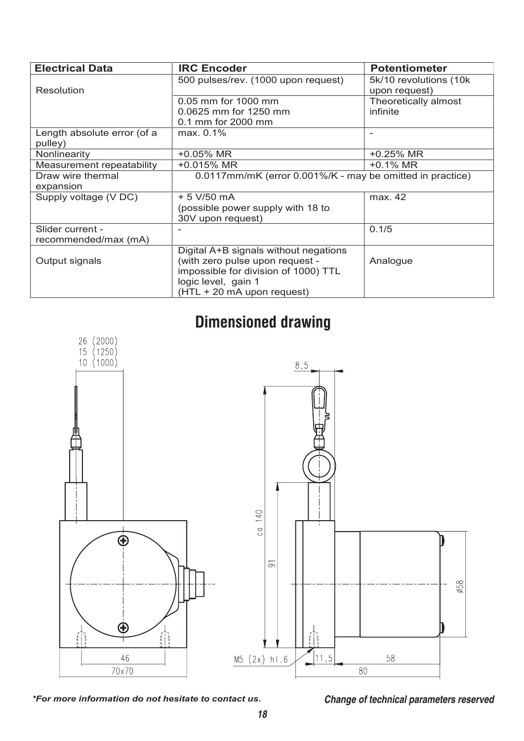| Electrical Data | IRC Encoder | Potentiometer |
|---|---|---|
| Resolution | 500 pulses/rev. (1000 upon request) | 5k/10 revolutions (10k upon request) |
| | 0.05 mm for 1000 mm<br>0.0625 mm for 1250 mm<br>0.1 mm for 2000 mm | Theoretically almost infinite |
| Length absolute error (of a pulley) | max. 0.1% | - |
| Nonlinearity | +0.05% MR | +0.25% MR |
| Measurement repeatability | +0.015% MR | +0.1% MR |
| Draw wire thermal expansion | 0.0117mm/mK (error 0.001%/K - may be omitted in practice) | |
| Supply voltage (V DC) | + 5 V/50 mA<br>(possible power supply with 18 to 30V upon request) | max. 42 |
| Slider current - recommended/max (mA) | - | 0.1/5 |
| Output signals | Digital A+B signals without negations (with zero pulse upon request - impossible for division of 1000) TTL logic level, gain 1<br>(HTL + 20 mA upon request) | Analogue |

## Dimensioned drawing

26 (2000)
15 (1250)
10 (1000)

8,5

ca 140

91

ø58

46

70x70

M5 (2x) hl.6

11,5

58

80

***For more information do not hesitate to contact us.***

***Change of technical parameters reserved***